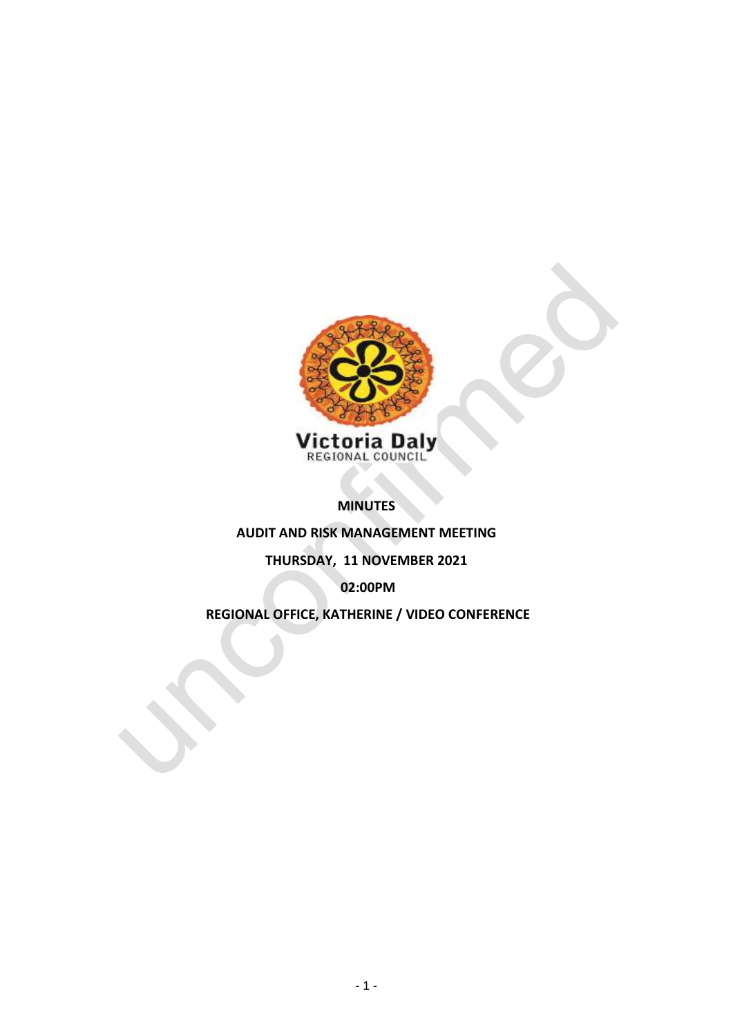Victoria Daly
REGIONAL COUNCIL

**MINUTES**

**AUDIT AND RISK MANAGEMENT MEETING**

**THURSDAY, 11 NOVEMBER 2021**

**02:00PM**

**REGIONAL OFFICE, KATHERINE / VIDEO CONFERENCE**

unconfirmed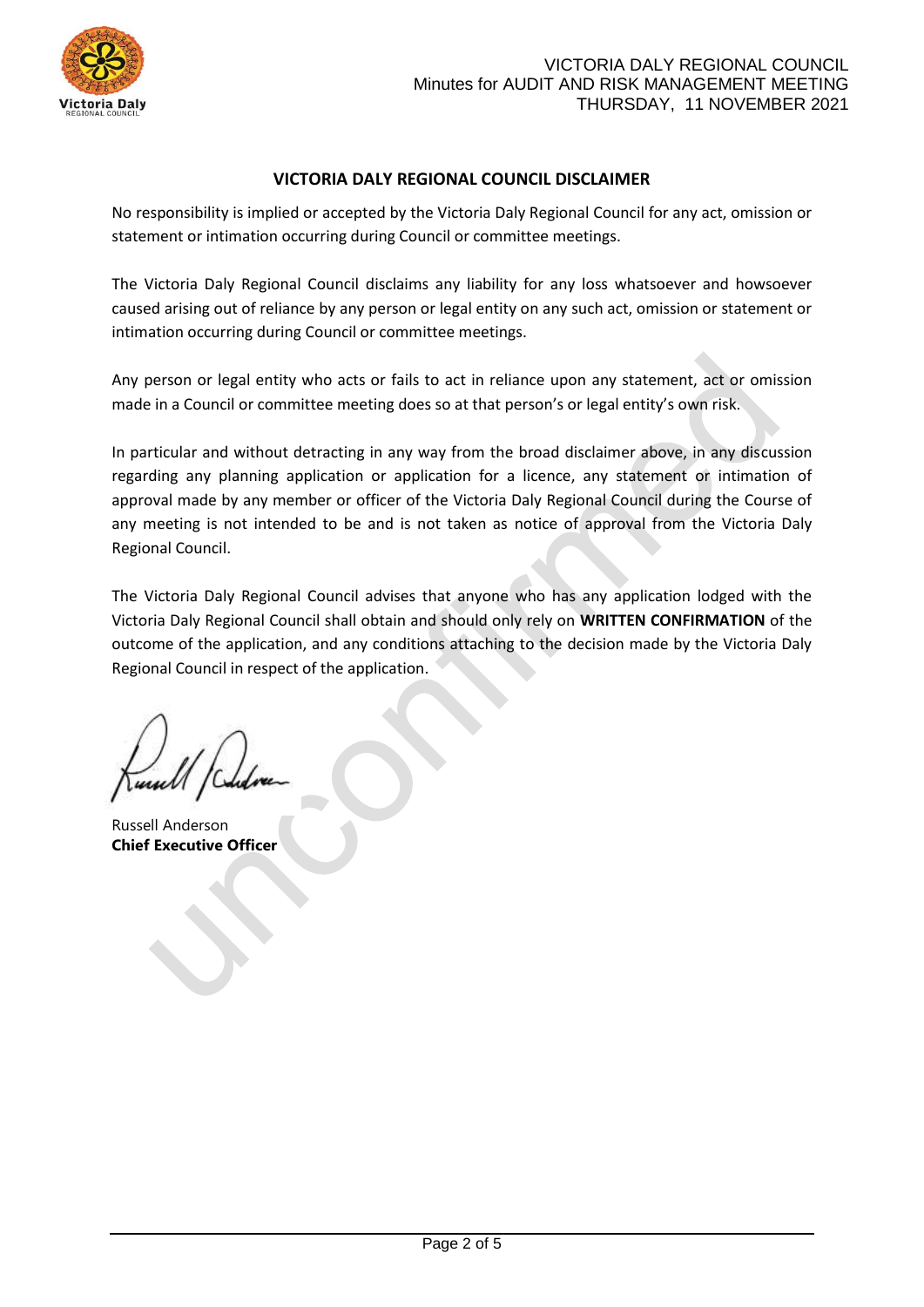## VICTORIA DALY REGIONAL COUNCIL DISCLAIMER

No responsibility is implied or accepted by the Victoria Daly Regional Council for any act, omission or statement or intimation occurring during Council or committee meetings.

The Victoria Daly Regional Council disclaims any liability for any loss whatsoever and howsoever caused arising out of reliance by any person or legal entity on any such act, omission or statement or intimation occurring during Council or committee meetings.

Any person or legal entity who acts or fails to act in reliance upon any statement, act or omission made in a Council or committee meeting does so at that person's or legal entity's own risk.

In particular and without detracting in any way from the broad disclaimer above, in any discussion regarding any planning application or application for a licence, any statement or intimation of approval made by any member or officer of the Victoria Daly Regional Council during the Course of any meeting is not intended to be and is not taken as notice of approval from the Victoria Daly Regional Council.

The Victoria Daly Regional Council advises that anyone who has any application lodged with the Victoria Daly Regional Council shall obtain and should only rely on **WRITTEN CONFIRMATION** of the outcome of the application, and any conditions attaching to the decision made by the Victoria Daly Regional Council in respect of the application.

Russell Anderson
**Chief Executive Officer**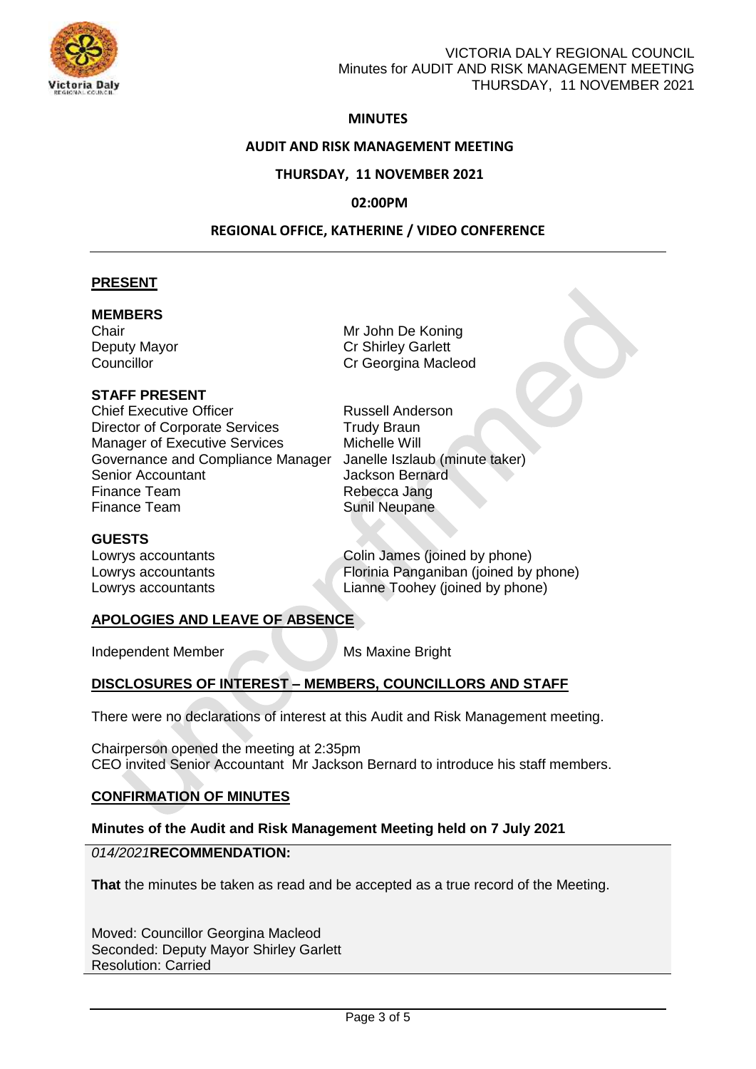**MINUTES**

**AUDIT AND RISK MANAGEMENT MEETING**

**THURSDAY, 11 NOVEMBER 2021**

**02:00PM**

**REGIONAL OFFICE, KATHERINE / VIDEO CONFERENCE**

## PRESENT

### MEMBERS

| | |
|---|---|
| Chair | Mr John De Koning |
| Deputy Mayor | Cr Shirley Garlett |
| Councillor | Cr Georgina Macleod |

### STAFF PRESENT

| | |
|---|---|
| Chief Executive Officer | Russell Anderson |
| Director of Corporate Services | Trudy Braun |
| Manager of Executive Services | Michelle Will |
| Governance and Compliance Manager | Janelle Iszlaub (minute taker) |
| Senior Accountant | Jackson Bernard |
| Finance Team | Rebecca Jang |
| Finance Team | Sunil Neupane |

### GUESTS

| | |
|---|---|
| Lowrys accountants | Colin James (joined by phone) |
| Lowrys accountants | Florinia Panganiban (joined by phone) |
| Lowrys accountants | Lianne Toohey (joined by phone) |

## APOLOGIES AND LEAVE OF ABSENCE

| | |
|---|---|
| Independent Member | Ms Maxine Bright |

## DISCLOSURES OF INTEREST – MEMBERS, COUNCILLORS AND STAFF

There were no declarations of interest at this Audit and Risk Management meeting.

Chairperson opened the meeting at 2:35pm
CEO invited Senior Accountant Mr Jackson Bernard to introduce his staff members.

## CONFIRMATION OF MINUTES

**Minutes of the Audit and Risk Management Meeting held on 7 July 2021**

*014/2021***RECOMMENDATION:**

**That** the minutes be taken as read and be accepted as a true record of the Meeting.

Moved: Councillor Georgina Macleod
Seconded: Deputy Mayor Shirley Garlett
Resolution: Carried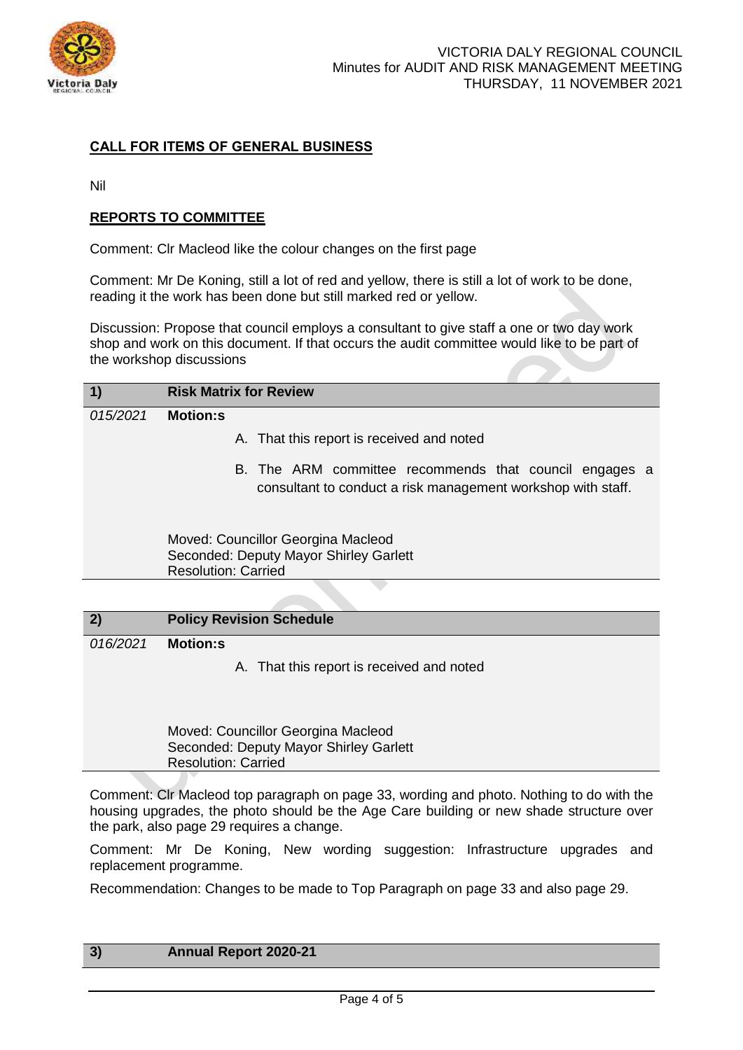**CALL FOR ITEMS OF GENERAL BUSINESS**

Nil

**REPORTS TO COMMITTEE**

Comment: Clr Macleod like the colour changes on the first page

Comment: Mr De Koning, still a lot of red and yellow, there is still a lot of work to be done, reading it the work has been done but still marked red or yellow.

Discussion: Propose that council employs a consultant to give staff a one or two day work shop and work on this document. If that occurs the audit committee would like to be part of the workshop discussions

| 1) | Risk Matrix for Review |
|---|---|
| *015/2021* | **Motion:s**<br><br>A. That this report is received and noted<br><br>B. The ARM committee recommends that council engages a consultant to conduct a risk management workshop with staff.<br><br>Moved: Councillor Georgina Macleod<br>Seconded: Deputy Mayor Shirley Garlett<br>Resolution: Carried |

| 2) | Policy Revision Schedule |
|---|---|
| *016/2021* | **Motion:s**<br><br>A. That this report is received and noted<br><br>Moved: Councillor Georgina Macleod<br>Seconded: Deputy Mayor Shirley Garlett<br>Resolution: Carried |

Comment: Clr Macleod top paragraph on page 33, wording and photo. Nothing to do with the housing upgrades, the photo should be the Age Care building or new shade structure over the park, also page 29 requires a change.

Comment: Mr De Koning, New wording suggestion: Infrastructure upgrades and replacement programme.

Recommendation: Changes to be made to Top Paragraph on page 33 and also page 29.

| 3) | Annual Report 2020-21 |
|---|---|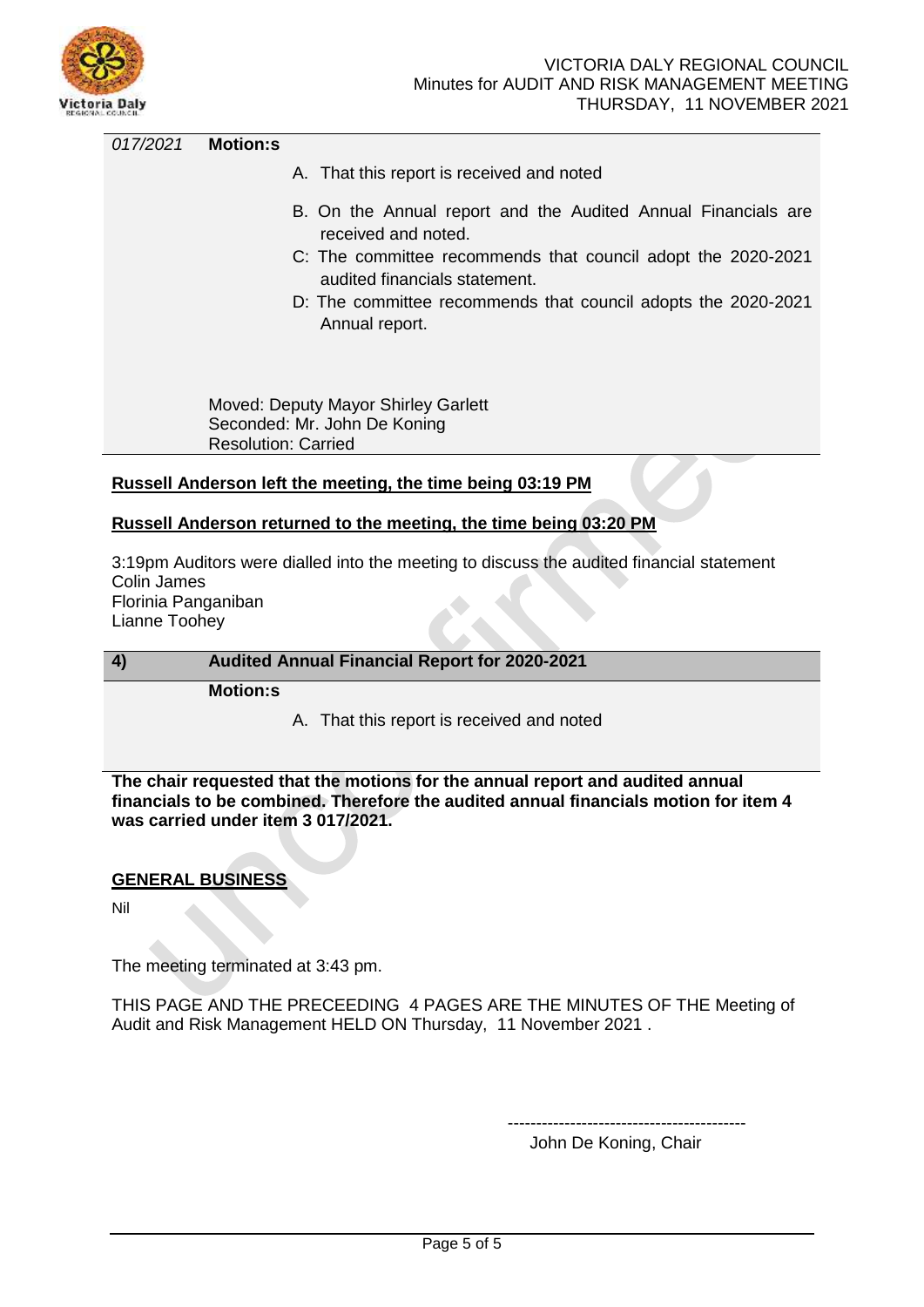*017/2021* **Motion:s**

A. That this report is received and noted

B. On the Annual report and the Audited Annual Financials are received and noted.

C: The committee recommends that council adopt the 2020-2021 audited financials statement.

D: The committee recommends that council adopts the 2020-2021 Annual report.

Moved: Deputy Mayor Shirley Garlett
Seconded: Mr. John De Koning
Resolution: Carried

**Russell Anderson left the meeting, the time being 03:19 PM**

**Russell Anderson returned to the meeting, the time being 03:20 PM**

3:19pm Auditors were dialled into the meeting to discuss the audited financial statement
Colin James
Florinia Panganiban
Lianne Toohey

## 4) Audited Annual Financial Report for 2020-2021

**Motion:s**

A. That this report is received and noted

**The chair requested that the motions for the annual report and audited annual financials to be combined. Therefore the audited annual financials motion for item 4 was carried under item 3 017/2021.**

## GENERAL BUSINESS

Nil

The meeting terminated at 3:43 pm.

THIS PAGE AND THE PRECEEDING 4 PAGES ARE THE MINUTES OF THE Meeting of Audit and Risk Management HELD ON Thursday, 11 November 2021 .

------------------------------------------
John De Koning, Chair